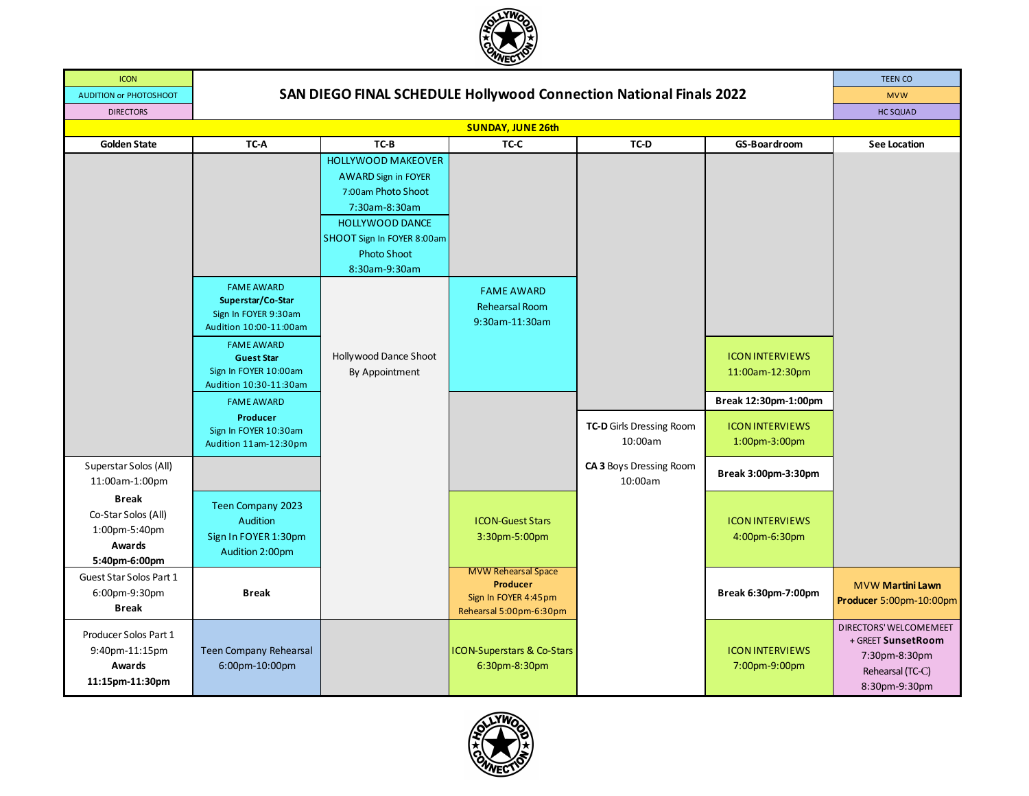# SAN DIEGO FINAL SCHEDULE Hollywood Connection National Finals 2022

| Legend | | Legend |
|---|---|---|
| ICON | | TEEN CO |
| AUDITION or PHOTOSHOOT | | MVW |
| DIRECTORS | | HC SQUAD |

## SUNDAY, JUNE 26th

| Golden State | TC-A | TC-B | TC-C | TC-D | GS-Boardroom | See Location |
|---|---|---|---|---|---|---|
| | | HOLLYWOOD MAKEOVER AWARD Sign in FOYER 7:00am Photo Shoot 7:30am-8:30am | | | | |
| | | HOLLYWOOD DANCE SHOOT Sign In FOYER 8:00am Photo Shoot 8:30am-9:30am | | | | |
| | FAME AWARD **Superstar/Co-Star** Sign In FOYER 9:30am Audition 10:00-11:00am | Hollywood Dance Shoot By Appointment | FAME AWARD Rehearsal Room 9:30am-11:30am | | | |
| | FAME AWARD **Guest Star** Sign In FOYER 10:00am Audition 10:30-11:30am | | | | ICON INTERVIEWS 11:00am-12:30pm | |
| | | | | | **Break 12:30pm-1:00pm** | |
| | FAME AWARD **Producer** Sign In FOYER 10:30am Audition 11am-12:30pm | | | **TC-D** Girls Dressing Room 10:00am<br>**CA 3** Boys Dressing Room 10:00am | ICON INTERVIEWS 1:00pm-3:00pm | |
| Superstar Solos (All) 11:00am-1:00pm **Break** Co-Star Solos (All) 1:00pm-5:40pm **Awards 5:40pm-6:00pm** | | | | | **Break 3:00pm-3:30pm** | |
| | Teen Company 2023 Audition Sign In FOYER 1:30pm Audition 2:00pm | | ICON-Guest Stars 3:30pm-5:00pm | | ICON INTERVIEWS 4:00pm-6:30pm | |
| Guest Star Solos Part 1 6:00pm-9:30pm **Break** | **Break** | | MVW Rehearsal Space **Producer** Sign In FOYER 4:45pm Rehearsal 5:00pm-6:30pm | | **Break 6:30pm-7:00pm** | MVW **Martini Lawn Producer** 5:00pm-10:00pm |
| Producer Solos Part 1 9:40pm-11:15pm **Awards 11:15pm-11:30pm** | Teen Company Rehearsal 6:00pm-10:00pm | | ICON-Superstars & Co-Stars 6:30pm-8:30pm | | ICON INTERVIEWS 7:00pm-9:00pm | DIRECTORS' WELCOME MEET + GREET **SunsetRoom** 7:30pm-8:30pm Rehearsal (TC-C) 8:30pm-9:30pm |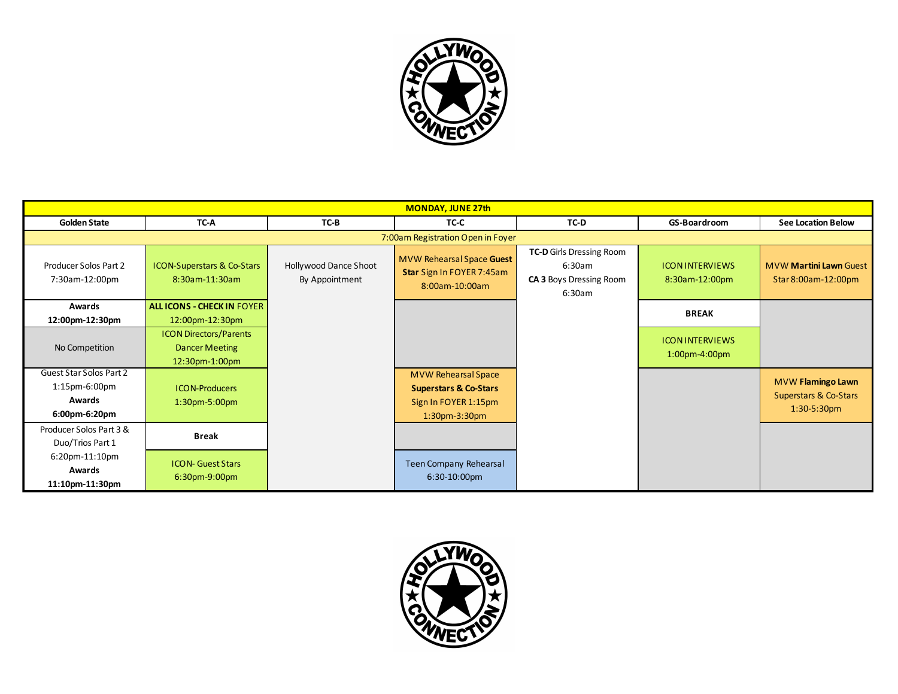| MONDAY, JUNE 27th | | | | | | |
|---|---|---|---|---|---|---|
| **Golden State** | **TC-A** | **TC-B** | **TC-C** | **TC-D** | **GS-Boardroom** | **See Location Below** |
| 7:00am Registration Open in Foyer | | | | | | |
| Producer Solos Part 2 7:30am-12:00pm | ICON-Superstars & Co-Stars 8:30am-11:30am | Hollywood Dance Shoot By Appointment | MVW Rehearsal Space **Guest Star** Sign In FOYER 7:45am 8:00am-10:00am | **TC-D** Girls Dressing Room 6:30am **CA 3** Boys Dressing Room 6:30am | ICON INTERVIEWS 8:30am-12:00pm | MVW **Martini Lawn** Guest Star 8:00am-12:00pm |
| **Awards 12:00pm-12:30pm** | **ALL ICONS - CHECK IN** FOYER 12:00pm-12:30pm | | | | **BREAK** | |
| No Competition | ICON Directors/Parents Dancer Meeting 12:30pm-1:00pm | | | | ICON INTERVIEWS 1:00pm-4:00pm | |
| Guest Star Solos Part 2 1:15pm-6:00pm **Awards 6:00pm-6:20pm** | ICON-Producers 1:30pm-5:00pm | | MVW Rehearsal Space **Superstars & Co-Stars** Sign In FOYER 1:15pm 1:30pm-3:30pm | | | MVW **Flamingo Lawn** Superstars & Co-Stars 1:30-5:30pm |
| Producer Solos Part 3 & Duo/Trios Part 1 6:20pm-11:10pm **Awards 11:10pm-11:30pm** | **Break** | | | | | |
| | ICON- Guest Stars 6:30pm-9:00pm | | Teen Company Rehearsal 6:30-10:00pm | | | |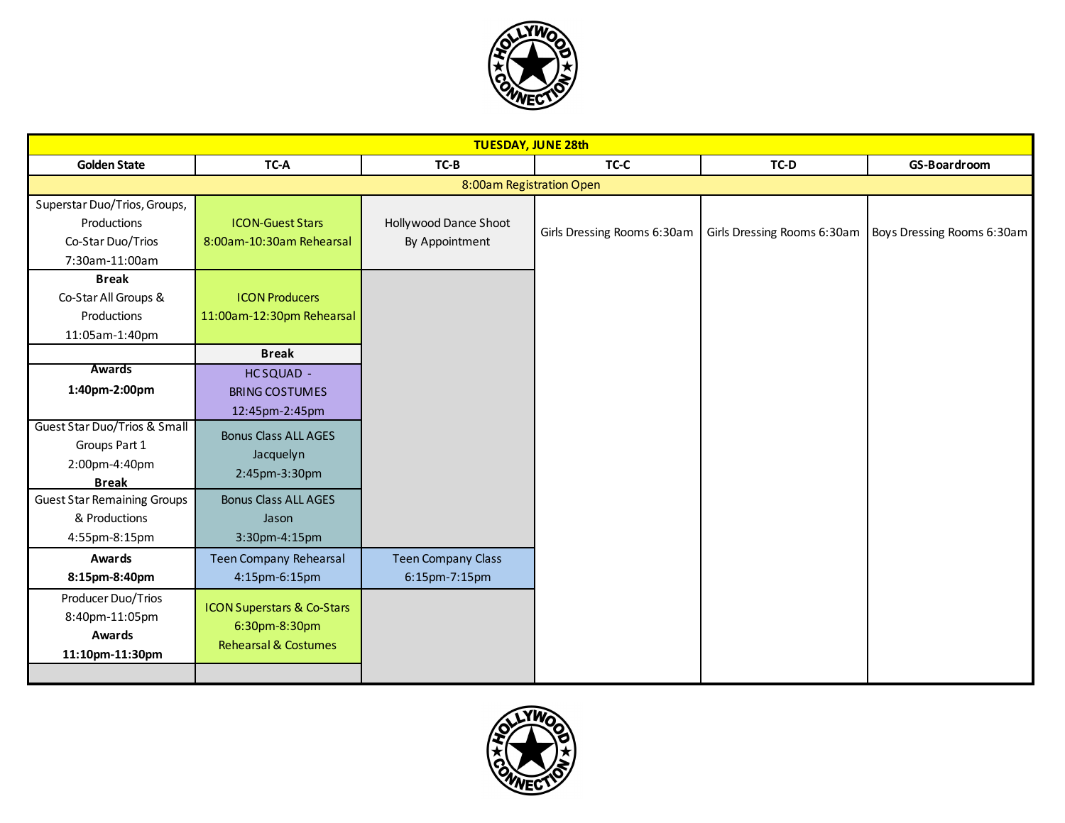| TUESDAY, JUNE 28th | | | | | |
|---|---|---|---|---|---|
| **Golden State** | **TC-A** | **TC-B** | **TC-C** | **TC-D** | **GS-Boardroom** |
| 8:00am Registration Open | | | | | |
| Superstar Duo/Trios, Groups, Productions Co-Star Duo/Trios 7:30am-11:00am | ICON-Guest Stars 8:00am-10:30am Rehearsal | Hollywood Dance Shoot By Appointment | Girls Dressing Rooms 6:30am | Girls Dressing Rooms 6:30am | Boys Dressing Rooms 6:30am |
| **Break** Co-Star All Groups & Productions 11:05am-1:40pm | ICON Producers 11:00am-12:30pm Rehearsal | | | | |
| | **Break** | | | | |
| **Awards 1:40pm-2:00pm** | HC SQUAD - BRING COSTUMES 12:45pm-2:45pm | | | | |
| Guest Star Duo/Trios & Small Groups Part 1 2:00pm-4:40pm **Break** | Bonus Class ALL AGES Jacquelyn 2:45pm-3:30pm | | | | |
| Guest Star Remaining Groups & Productions 4:55pm-8:15pm | Bonus Class ALL AGES Jason 3:30pm-4:15pm | | | | |
| **Awards 8:15pm-8:40pm** | Teen Company Rehearsal 4:15pm-6:15pm | Teen Company Class 6:15pm-7:15pm | | | |
| Producer Duo/Trios 8:40pm-11:05pm **Awards 11:10pm-11:30pm** | ICON Superstars & Co-Stars 6:30pm-8:30pm Rehearsal & Costumes | | | | |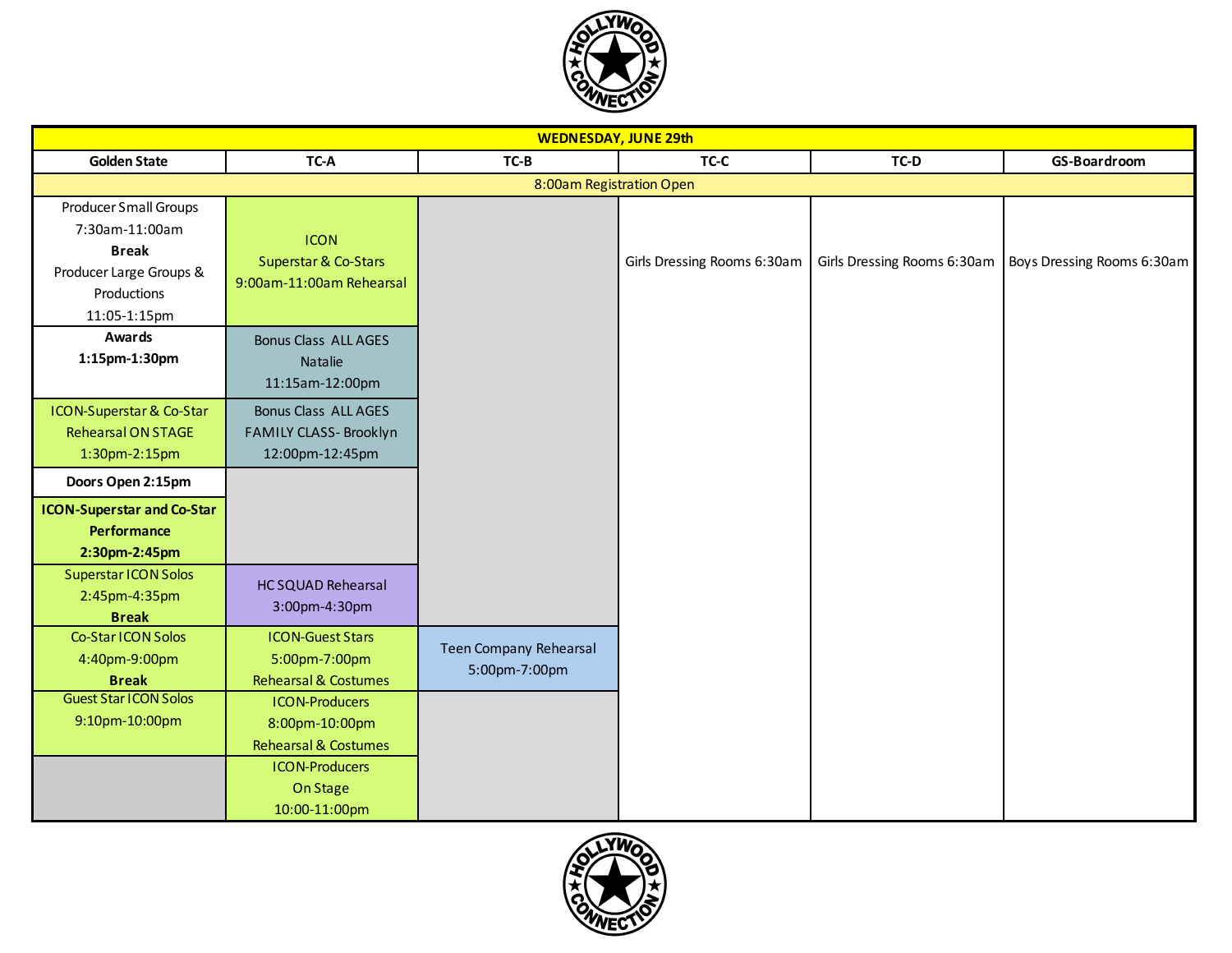| WEDNESDAY, JUNE 29th | | | | | |
|---|---|---|---|---|---|
| **Golden State** | **TC-A** | **TC-B** | **TC-C** | **TC-D** | **GS-Boardroom** |
| 8:00am Registration Open | | | | | |
| Producer Small Groups 7:30am-11:00am **Break** Producer Large Groups & Productions 11:05-1:15pm | ICON Superstar & Co-Stars 9:00am-11:00am Rehearsal | | Girls Dressing Rooms 6:30am | Girls Dressing Rooms 6:30am | Boys Dressing Rooms 6:30am |
| **Awards 1:15pm-1:30pm** | Bonus Class ALL AGES Natalie 11:15am-12:00pm | | | | |
| ICON-Superstar & Co-Star Rehearsal ON STAGE 1:30pm-2:15pm | Bonus Class ALL AGES FAMILY CLASS- Brooklyn 12:00pm-12:45pm | | | | |
| **Doors Open 2:15pm** | | | | | |
| **ICON-Superstar and Co-Star Performance 2:30pm-2:45pm** | | | | | |
| Superstar ICON Solos 2:45pm-4:35pm **Break** | HC SQUAD Rehearsal 3:00pm-4:30pm | | | | |
| Co-Star ICON Solos 4:40pm-9:00pm **Break** | ICON-Guest Stars 5:00pm-7:00pm Rehearsal & Costumes | Teen Company Rehearsal 5:00pm-7:00pm | | | |
| Guest Star ICON Solos 9:10pm-10:00pm | ICON-Producers 8:00pm-10:00pm Rehearsal & Costumes | | | | |
| | ICON-Producers On Stage 10:00-11:00pm | | | | |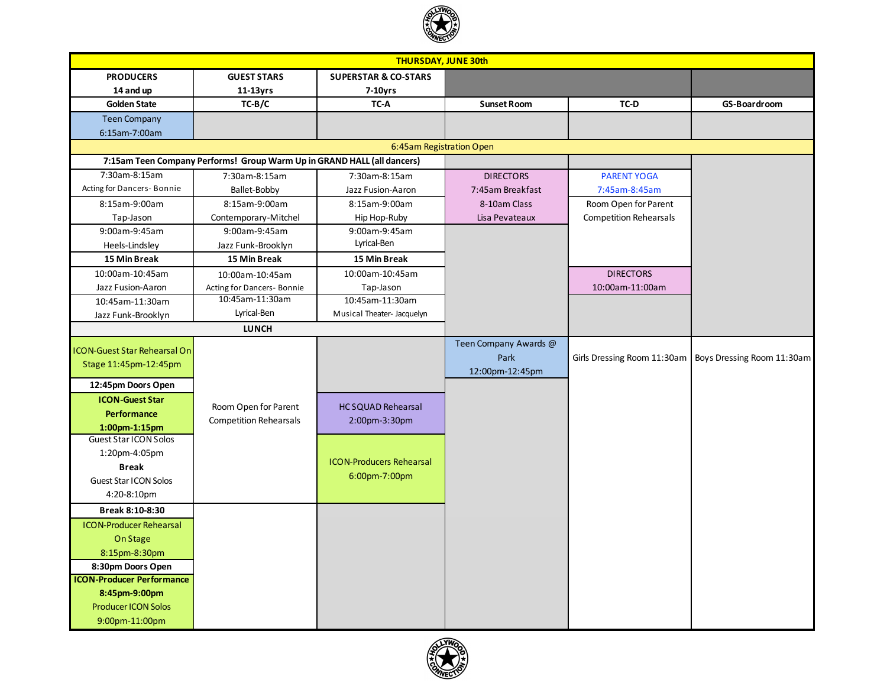## THURSDAY, JUNE 30th

| PRODUCERS 14 and up | GUEST STARS 11-13yrs | SUPERSTAR & CO-STARS 7-10yrs | | | |
|---|---|---|---|---|---|
| Golden State | TC-B/C | TC-A | Sunset Room | TC-D | GS-Boardroom |
| Teen Company 6:15am-7:00am | | | | | |
| 6:45am Registration Open | | | | | |
| 7:15am Teen Company Performs! Group Warm Up in GRAND HALL (all dancers) | | | | | |
| 7:30am-8:15am Acting for Dancers- Bonnie | 7:30am-8:15am Ballet-Bobby | 7:30am-8:15am Jazz Fusion-Aaron | DIRECTORS 7:45am Breakfast 8-10am Class Lisa Pevateaux | PARENT YOGA 7:45am-8:45am | |
| 8:15am-9:00am Tap-Jason | 8:15am-9:00am Contemporary-Mitchel | 8:15am-9:00am Hip Hop-Ruby | | Room Open for Parent Competition Rehearsals | |
| 9:00am-9:45am Heels-Lindsley | 9:00am-9:45am Jazz Funk-Brooklyn | 9:00am-9:45am Lyrical-Ben | | | |
| **15 Min Break** | **15 Min Break** | **15 Min Break** | | | |
| 10:00am-10:45am Jazz Fusion-Aaron | 10:00am-10:45am Acting for Dancers- Bonnie | 10:00am-10:45am Tap-Jason | | DIRECTORS 10:00am-11:00am | |
| 10:45am-11:30am Jazz Funk-Brooklyn | 10:45am-11:30am Lyrical-Ben | 10:45am-11:30am Musical Theater- Jacquelyn | | | |
| **LUNCH** | | | | | |
| ICON-Guest Star Rehearsal On Stage 11:45pm-12:45pm | Room Open for Parent Competition Rehearsals | | Teen Company Awards @ Park 12:00pm-12:45pm | Girls Dressing Room 11:30am | Boys Dressing Room 11:30am |
| **12:45pm Doors Open** | | | | | |
| **ICON-Guest Star Performance 1:00pm-1:15pm** | | HC SQUAD Rehearsal 2:00pm-3:30pm | | | |
| Guest Star ICON Solos 1:20pm-4:05pm **Break** Guest Star ICON Solos 4:20-8:10pm | | ICON-Producers Rehearsal 6:00pm-7:00pm | | | |
| **Break 8:10-8:30** | | | | | |
| ICON-Producer Rehearsal On Stage 8:15pm-8:30pm | | | | | |
| **8:30pm Doors Open** | | | | | |
| **ICON-Producer Performance 8:45pm-9:00pm** Producer ICON Solos 9:00pm-11:00pm | | | | | |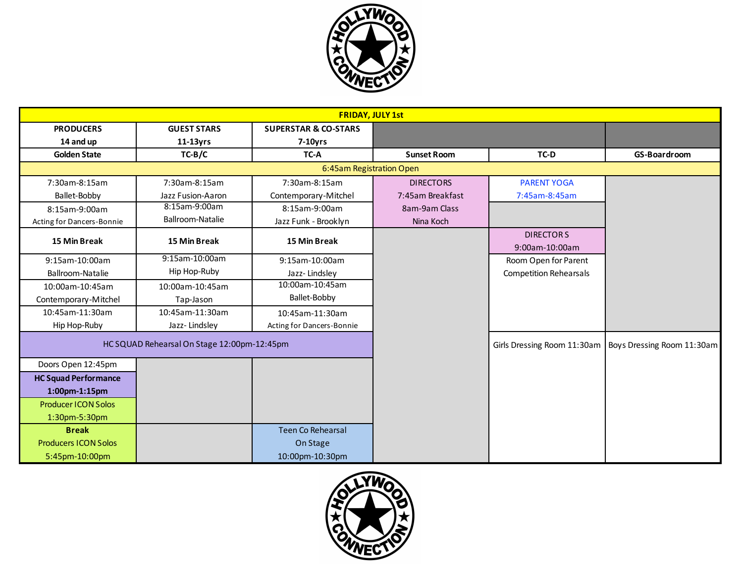| FRIDAY, JULY 1st | | | | | |
|---|---|---|---|---|---|
| PRODUCERS 14 and up | GUEST STARS 11-13yrs | SUPERSTAR & CO-STARS 7-10yrs | | | |
| Golden State | TC-B/C | TC-A | Sunset Room | TC-D | GS-Boardroom |
| 6:45am Registration Open | | | | | |
| 7:30am-8:15am Ballet-Bobby | 7:30am-8:15am Jazz Fusion-Aaron | 7:30am-8:15am Contemporary-Mitchel | DIRECTORS 7:45am Breakfast 8am-9am Class Nina Koch | PARENT YOGA 7:45am-8:45am | |
| 8:15am-9:00am Acting for Dancers-Bonnie | 8:15am-9:00am Ballroom-Natalie | 8:15am-9:00am Jazz Funk - Brooklyn | | | |
| **15 Min Break** | **15 Min Break** | **15 Min Break** | | DIRECTOR S 9:00am-10:00am | |
| 9:15am-10:00am Ballroom-Natalie | 9:15am-10:00am Hip Hop-Ruby | 9:15am-10:00am Jazz- Lindsley | | Room Open for Parent Competition Rehearsals | |
| 10:00am-10:45am Contemporary-Mitchel | 10:00am-10:45am Tap-Jason | 10:00am-10:45am Ballet-Bobby | | | |
| 10:45am-11:30am Hip Hop-Ruby | 10:45am-11:30am Jazz- Lindsley | 10:45am-11:30am Acting for Dancers-Bonnie | | | |
| HC SQUAD Rehearsal On Stage 12:00pm-12:45pm | | | | Girls Dressing Room 11:30am | Boys Dressing Room 11:30am |
| Doors Open 12:45pm | | | | | |
| **HC Squad Performance 1:00pm-1:15pm** | | | | | |
| Producer ICON Solos 1:30pm-5:30pm | | | | | |
| **Break** Producers ICON Solos 5:45pm-10:00pm | | Teen Co Rehearsal On Stage 10:00pm-10:30pm | | | |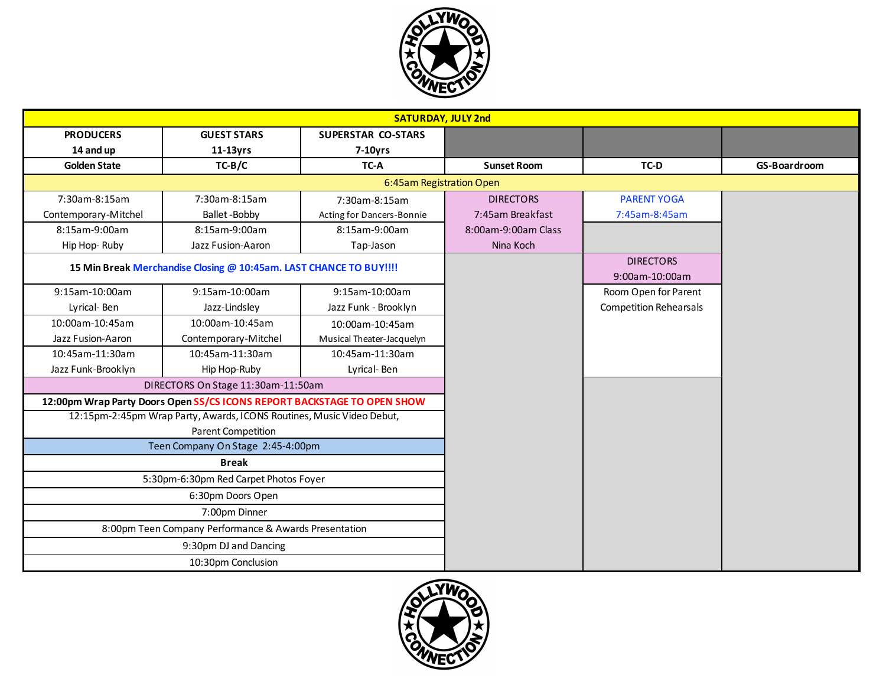| SATURDAY, JULY 2nd | | | | | |
|---|---|---|---|---|---|
| PRODUCERS 14 and up | GUEST STARS 11-13yrs | SUPERSTAR CO-STARS 7-10yrs | | | |
| Golden State | TC-B/C | TC-A | Sunset Room | TC-D | GS-Boardroom |
| 6:45am Registration Open | | | | | |
| 7:30am-8:15am Contemporary-Mitchel | 7:30am-8:15am Ballet -Bobby | 7:30am-8:15am Acting for Dancers-Bonnie | DIRECTORS 7:45am Breakfast 8:00am-9:00am Class Nina Koch | PARENT YOGA 7:45am-8:45am | |
| 8:15am-9:00am Hip Hop- Ruby | 8:15am-9:00am Jazz Fusion-Aaron | 8:15am-9:00am Tap-Jason | | | |
| 15 Min Break Merchandise Closing @ 10:45am. LAST CHANCE TO BUY!!!! | | | | DIRECTORS 9:00am-10:00am | |
| 9:15am-10:00am Lyrical- Ben | 9:15am-10:00am Jazz-Lindsley | 9:15am-10:00am Jazz Funk - Brooklyn | | Room Open for Parent Competition Rehearsals | |
| 10:00am-10:45am Jazz Fusion-Aaron | 10:00am-10:45am Contemporary-Mitchel | 10:00am-10:45am Musical Theater-Jacquelyn | | | |
| 10:45am-11:30am Jazz Funk-Brooklyn | 10:45am-11:30am Hip Hop-Ruby | 10:45am-11:30am Lyrical- Ben | | | |
| DIRECTORS On Stage 11:30am-11:50am | | | | | |
| 12:00pm Wrap Party Doors Open SS/CS ICONS REPORT BACKSTAGE TO OPEN SHOW | | | | | |
| 12:15pm-2:45pm Wrap Party, Awards, ICONS Routines, Music Video Debut, Parent Competition | | | | | |
| Teen Company On Stage 2:45-4:00pm | | | | | |
| Break | | | | | |
| 5:30pm-6:30pm Red Carpet Photos Foyer | | | | | |
| 6:30pm Doors Open | | | | | |
| 7:00pm Dinner | | | | | |
| 8:00pm Teen Company Performance & Awards Presentation | | | | | |
| 9:30pm DJ and Dancing | | | | | |
| 10:30pm Conclusion | | | | | |